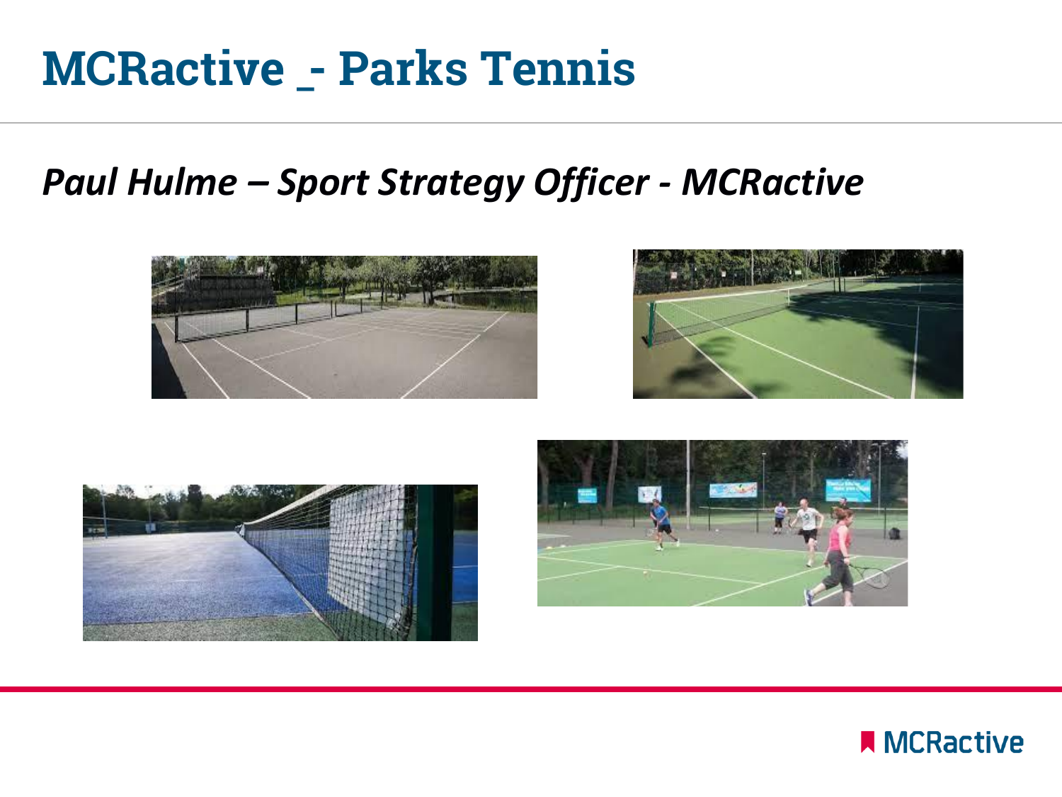# MCRactive _- Parks Tennis

## *Paul Hulme – Sport Strategy Officer - MCRactive*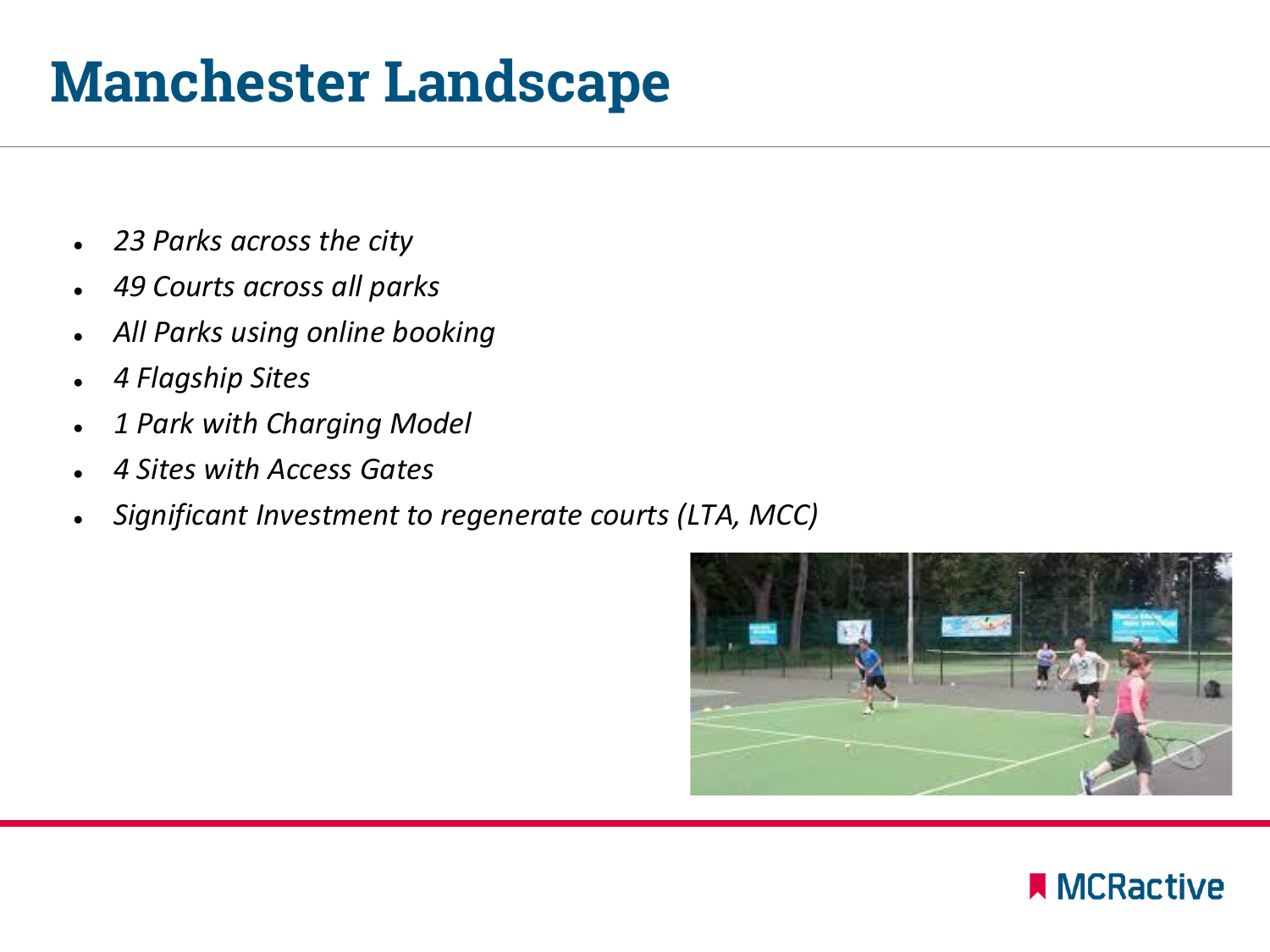# Manchester Landscape

- *23 Parks across the city*
- *49 Courts across all parks*
- *All Parks using online booking*
- *4 Flagship Sites*
- *1 Park with Charging Model*
- *4 Sites with Access Gates*
- *Significant Investment to regenerate courts (LTA, MCC)*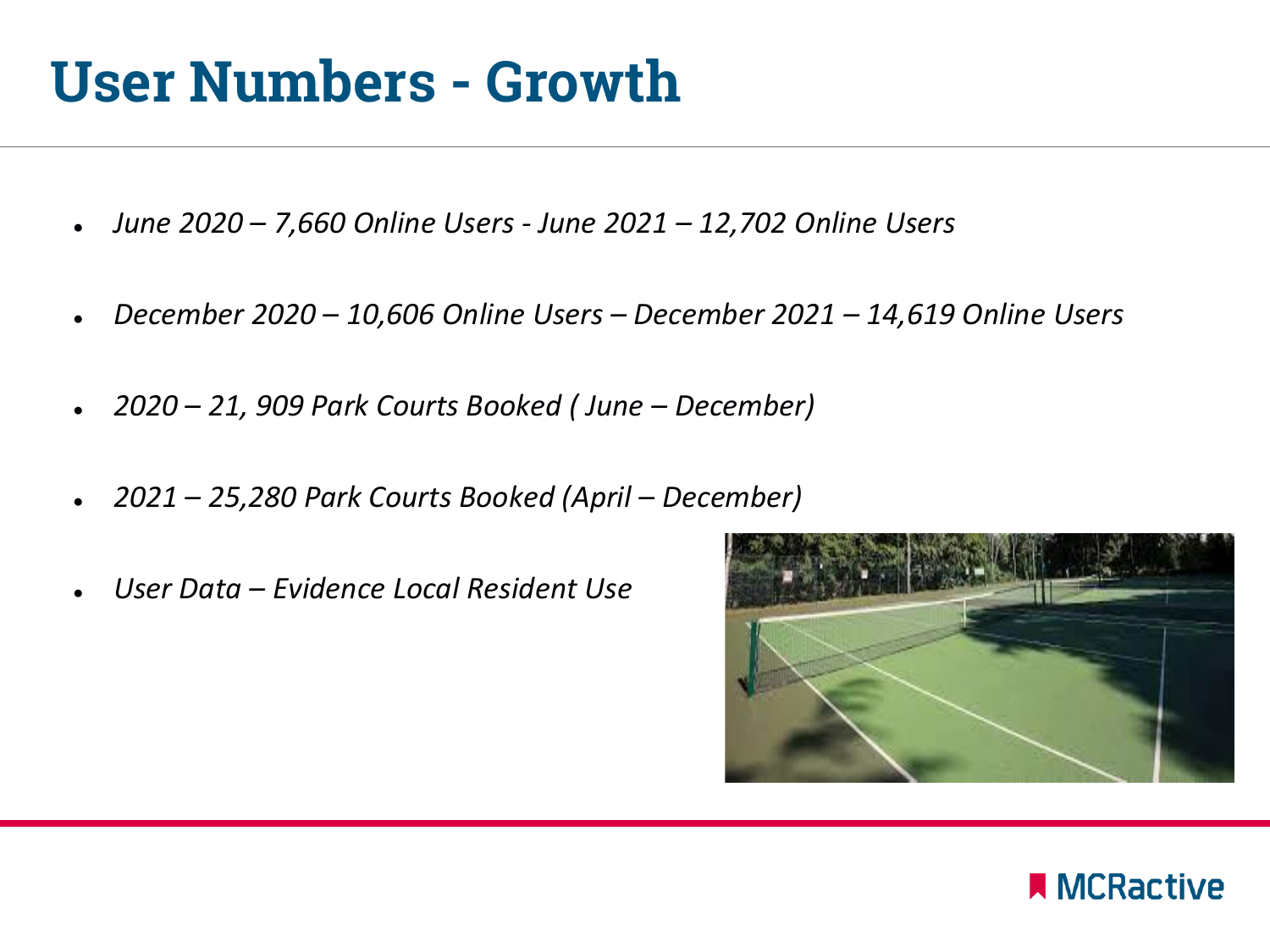# User Numbers - Growth

- *June 2020 – 7,660 Online Users - June 2021 – 12,702 Online Users*
- *December 2020 – 10,606 Online Users – December 2021 – 14,619 Online Users*
- *2020 – 21, 909 Park Courts Booked ( June – December)*
- *2021 – 25,280 Park Courts Booked (April – December)*
- *User Data – Evidence Local Resident Use*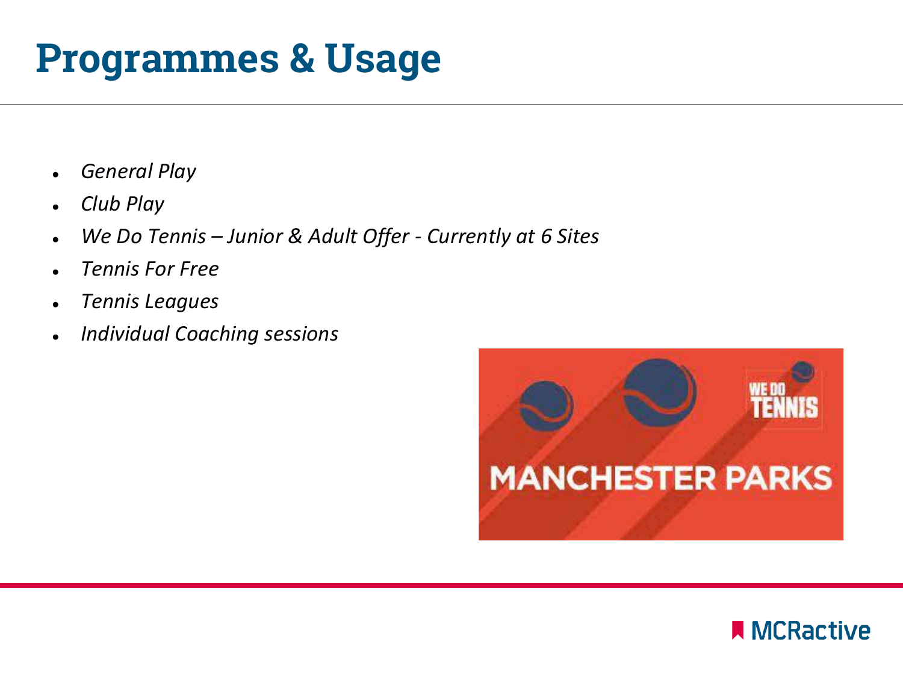# Programmes & Usage

- *General Play*
- *Club Play*
- *We Do Tennis – Junior & Adult Offer - Currently at 6 Sites*
- *Tennis For Free*
- *Tennis Leagues*
- *Individual Coaching sessions*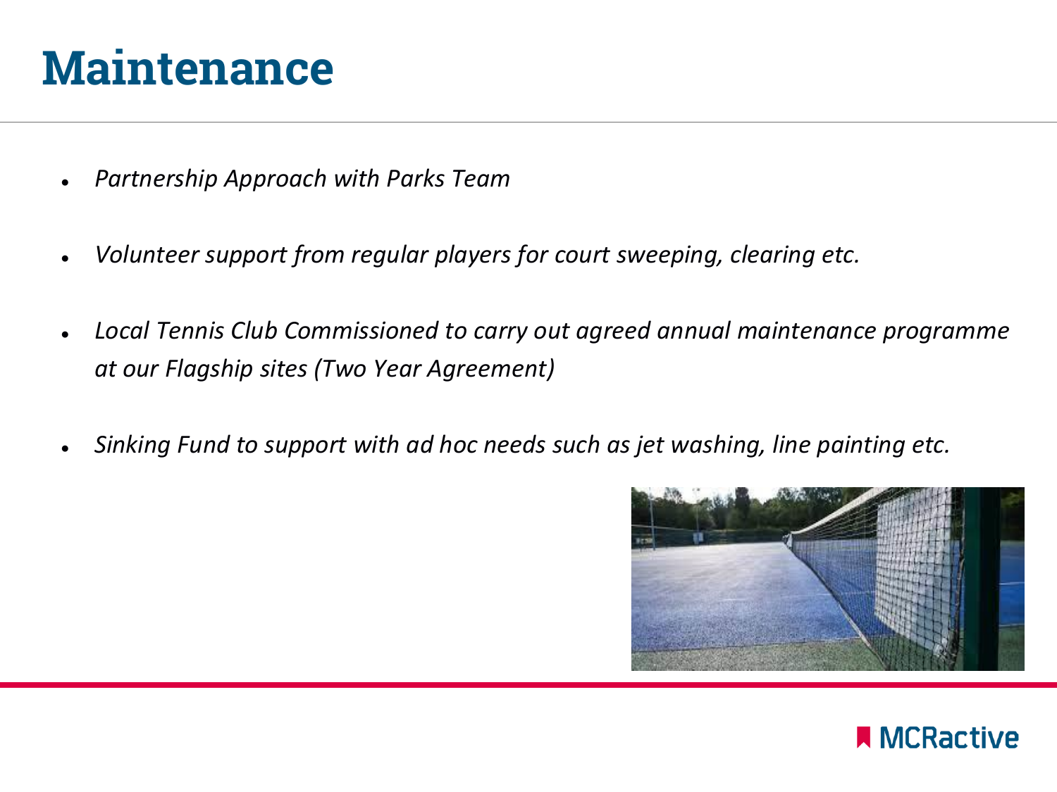# Maintenance

- *Partnership Approach with Parks Team*
- *Volunteer support from regular players for court sweeping, clearing etc.*
- *Local Tennis Club Commissioned to carry out agreed annual maintenance programme at our Flagship sites (Two Year Agreement)*
- *Sinking Fund to support with ad hoc needs such as jet washing, line painting etc.*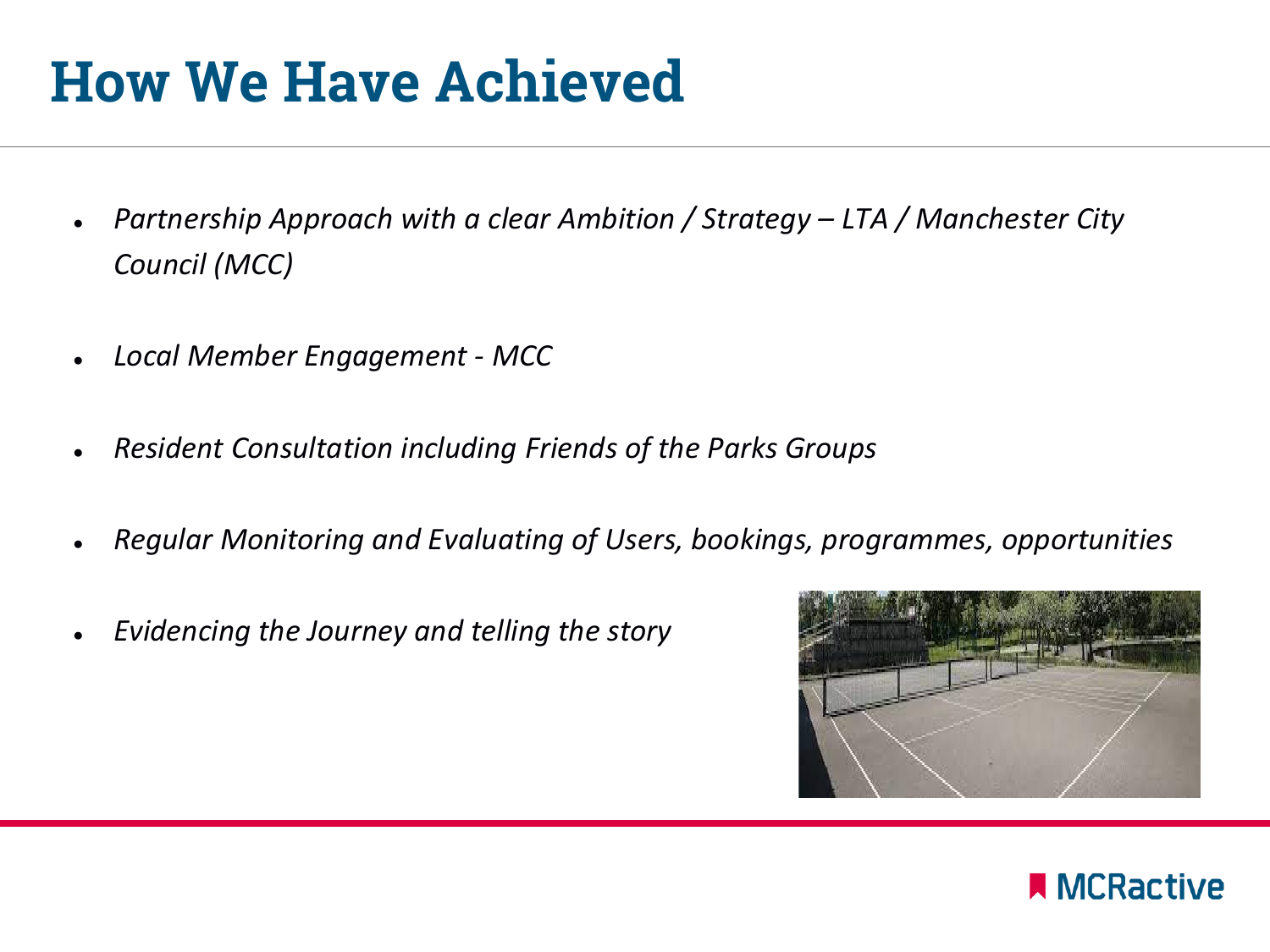# How We Have Achieved

- *Partnership Approach with a clear Ambition / Strategy – LTA / Manchester City Council (MCC)*
- *Local Member Engagement - MCC*
- *Resident Consultation including Friends of the Parks Groups*
- *Regular Monitoring and Evaluating of Users, bookings, programmes, opportunities*
- *Evidencing the Journey and telling the story*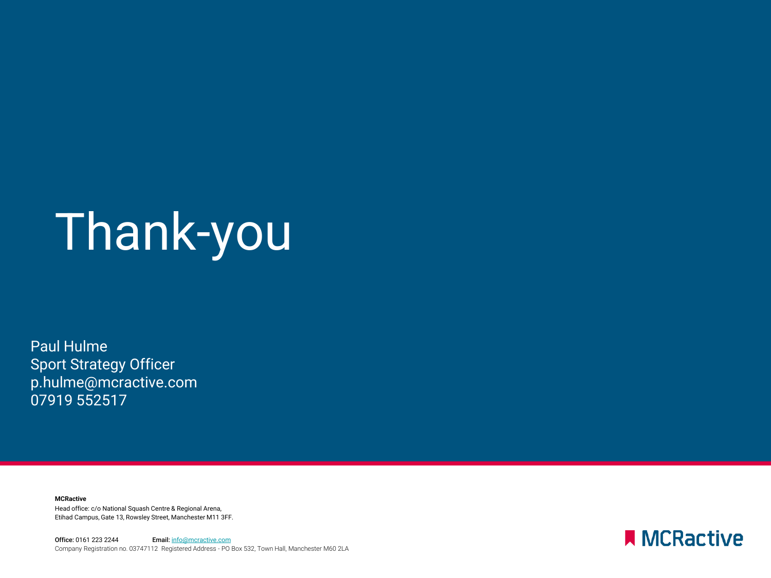# Thank-you

Paul Hulme
Sport Strategy Officer
p.hulme@mcractive.com
07919 552517

**MCRactive**
Head office: c/o National Squash Centre & Regional Arena,
Etihad Campus, Gate 13, Rowsley Street, Manchester M11 3FF.

**Office:** 0161 223 2244 **Email:** info@mcractive.com
Company Registration no. 03747112 Registered Address - PO Box 532, Town Hall, Manchester M60 2LA

MCRactive